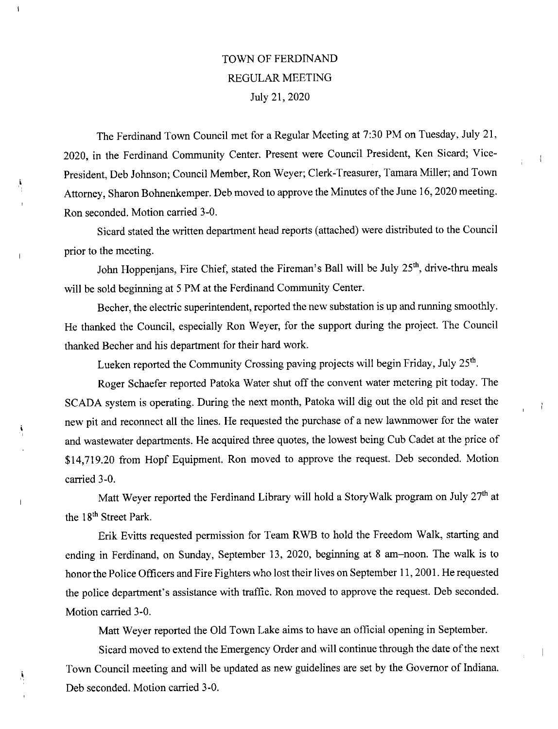# TOWN OF FERDINAND
## REGULAR MEETING
### July 21, 2020

The Ferdinand Town Council met for a Regular Meeting at 7:30 PM on Tuesday, July 21, 2020, in the Ferdinand Community Center. Present were Council President, Ken Sicard; Vice-President, Deb Johnson; Council Member, Ron Weyer; Clerk-Treasurer, Tamara Miller; and Town Attorney, Sharon Bohnenkemper. Deb moved to approve the Minutes of the June 16, 2020 meeting. Ron seconded. Motion carried 3-0.

Sicard stated the written department head reports (attached) were distributed to the Council prior to the meeting.

John Hoppenjans, Fire Chief, stated the Fireman's Ball will be July 25th, drive-thru meals will be sold beginning at 5 PM at the Ferdinand Community Center.

Becher, the electric superintendent, reported the new substation is up and running smoothly. He thanked the Council, especially Ron Weyer, for the support during the project. The Council thanked Becher and his department for their hard work.

Lueken reported the Community Crossing paving projects will begin Friday, July 25th.

Roger Schaefer reported Patoka Water shut off the convent water metering pit today. The SCADA system is operating. During the next month, Patoka will dig out the old pit and reset the new pit and reconnect all the lines. He requested the purchase of a new lawnmower for the water and wastewater departments. He acquired three quotes, the lowest being Cub Cadet at the price of $14,719.20 from Hopf Equipment. Ron moved to approve the request. Deb seconded. Motion carried 3-0.

Matt Weyer reported the Ferdinand Library will hold a StoryWalk program on July 27th at the 18th Street Park.

Erik Evitts requested permission for Team RWB to hold the Freedom Walk, starting and ending in Ferdinand, on Sunday, September 13, 2020, beginning at 8 am–noon. The walk is to honor the Police Officers and Fire Fighters who lost their lives on September 11, 2001. He requested the police department's assistance with traffic. Ron moved to approve the request. Deb seconded. Motion carried 3-0.

Matt Weyer reported the Old Town Lake aims to have an official opening in September.

Sicard moved to extend the Emergency Order and will continue through the date of the next Town Council meeting and will be updated as new guidelines are set by the Governor of Indiana. Deb seconded. Motion carried 3-0.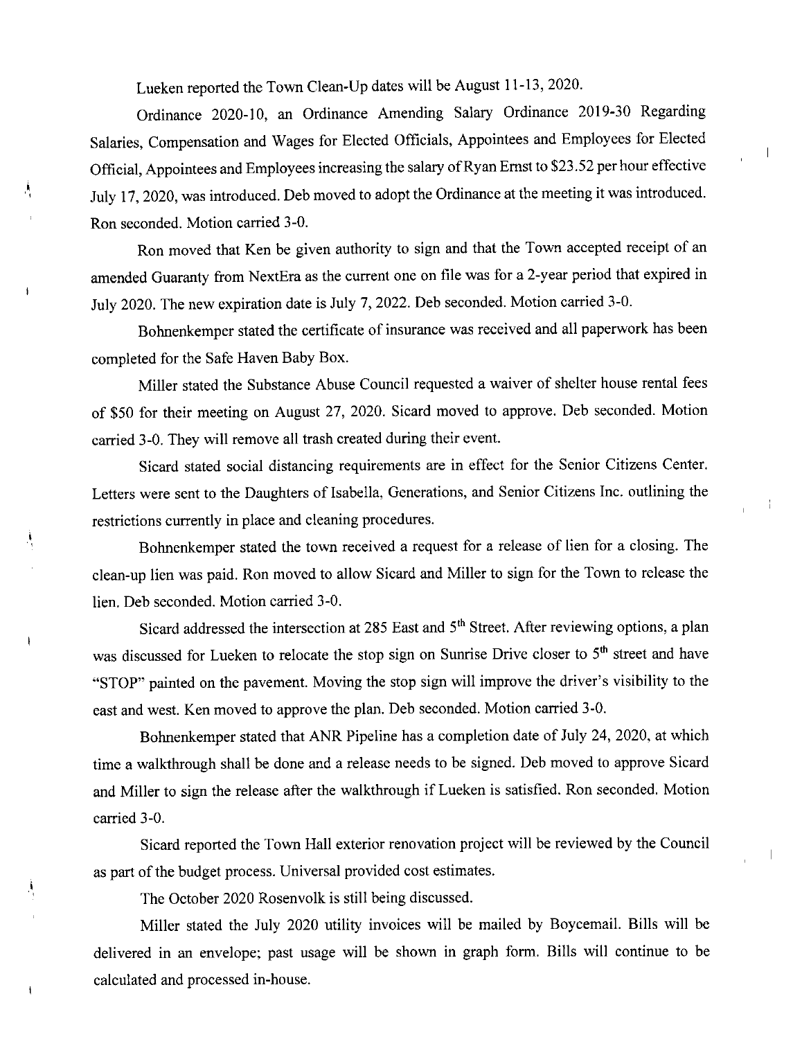Lueken reported the Town Clean-Up dates will be August 11-13, 2020.

Ordinance 2020-10, an Ordinance Amending Salary Ordinance 2019-30 Regarding Salaries, Compensation and Wages for Elected Officials, Appointees and Employees for Elected Official, Appointees and Employees increasing the salary of Ryan Ernst to $23.52 per hour effective July 17, 2020, was introduced. Deb moved to adopt the Ordinance at the meeting it was introduced. Ron seconded. Motion carried 3-0.

Ron moved that Ken be given authority to sign and that the Town accepted receipt of an amended Guaranty from NextEra as the current one on file was for a 2-year period that expired in July 2020. The new expiration date is July 7, 2022. Deb seconded. Motion carried 3-0.

Bohnenkemper stated the certificate of insurance was received and all paperwork has been completed for the Safe Haven Baby Box.

Miller stated the Substance Abuse Council requested a waiver of shelter house rental fees of $50 for their meeting on August 27, 2020. Sicard moved to approve. Deb seconded. Motion carried 3-0. They will remove all trash created during their event.

Sicard stated social distancing requirements are in effect for the Senior Citizens Center. Letters were sent to the Daughters of Isabella, Generations, and Senior Citizens Inc. outlining the restrictions currently in place and cleaning procedures.

Bohnenkemper stated the town received a request for a release of lien for a closing. The clean-up lien was paid. Ron moved to allow Sicard and Miller to sign for the Town to release the lien. Deb seconded. Motion carried 3-0.

Sicard addressed the intersection at 285 East and 5th Street. After reviewing options, a plan was discussed for Lueken to relocate the stop sign on Sunrise Drive closer to 5th street and have "STOP" painted on the pavement. Moving the stop sign will improve the driver's visibility to the east and west. Ken moved to approve the plan. Deb seconded. Motion carried 3-0.

Bohnenkemper stated that ANR Pipeline has a completion date of July 24, 2020, at which time a walkthrough shall be done and a release needs to be signed. Deb moved to approve Sicard and Miller to sign the release after the walkthrough if Lueken is satisfied. Ron seconded. Motion carried 3-0.

Sicard reported the Town Hall exterior renovation project will be reviewed by the Council as part of the budget process. Universal provided cost estimates.

The October 2020 Rosenvolk is still being discussed.

Miller stated the July 2020 utility invoices will be mailed by Boycemail. Bills will be delivered in an envelope; past usage will be shown in graph form. Bills will continue to be calculated and processed in-house.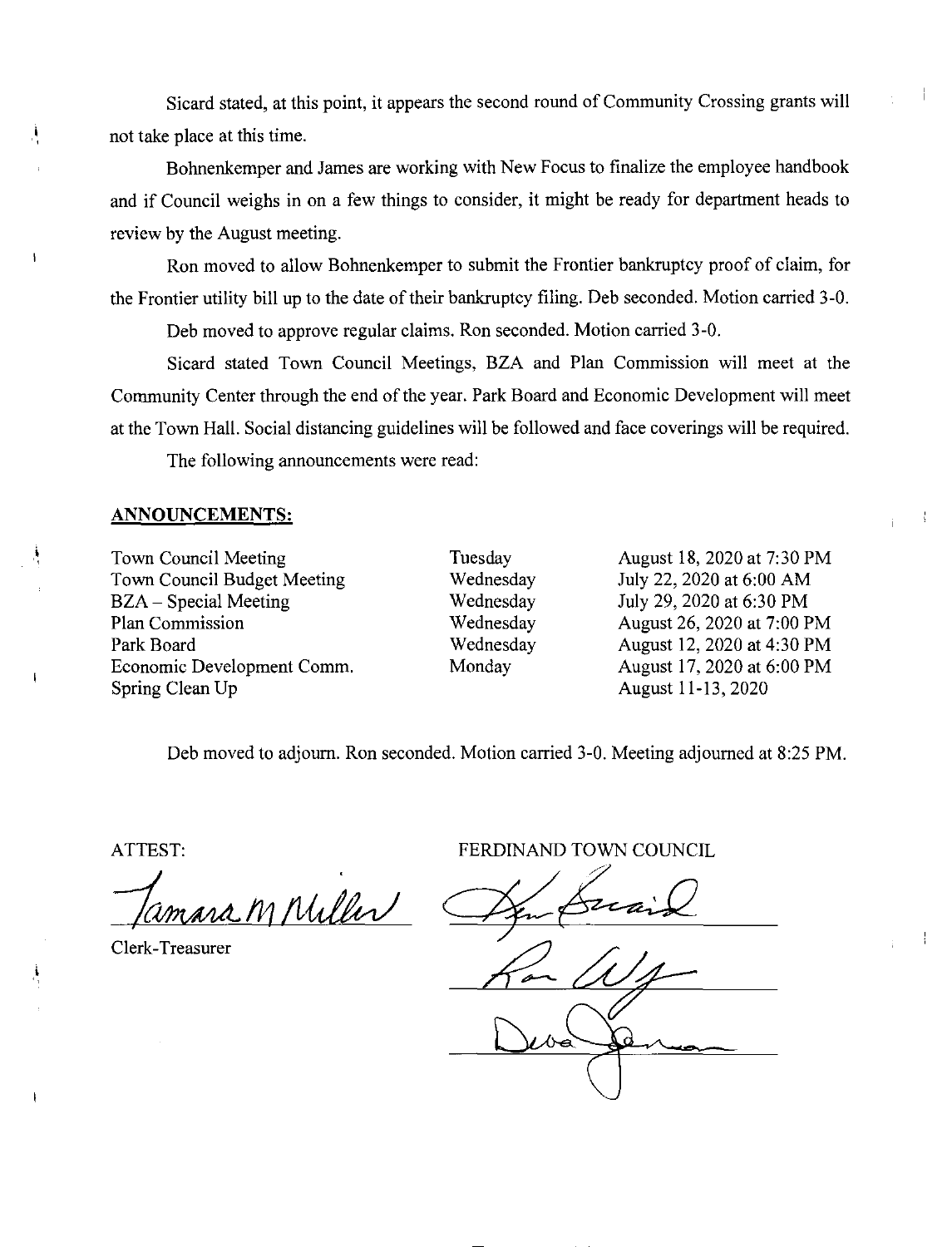Sicard stated, at this point, it appears the second round of Community Crossing grants will not take place at this time.

Bohnenkemper and James are working with New Focus to finalize the employee handbook and if Council weighs in on a few things to consider, it might be ready for department heads to review by the August meeting.

Ron moved to allow Bohnenkemper to submit the Frontier bankruptcy proof of claim, for the Frontier utility bill up to the date of their bankruptcy filing. Deb seconded. Motion carried 3-0.

Deb moved to approve regular claims. Ron seconded. Motion carried 3-0.

Sicard stated Town Council Meetings, BZA and Plan Commission will meet at the Community Center through the end of the year. Park Board and Economic Development will meet at the Town Hall. Social distancing guidelines will be followed and face coverings will be required.

The following announcements were read:

**ANNOUNCEMENTS:**

| | | |
|---|---|---|
| Town Council Meeting | Tuesday | August 18, 2020 at 7:30 PM |
| Town Council Budget Meeting | Wednesday | July 22, 2020 at 6:00 AM |
| BZA – Special Meeting | Wednesday | July 29, 2020 at 6:30 PM |
| Plan Commission | Wednesday | August 26, 2020 at 7:00 PM |
| Park Board | Wednesday | August 12, 2020 at 4:30 PM |
| Economic Development Comm. | Monday | August 17, 2020 at 6:00 PM |
| Spring Clean Up | | August 11-13, 2020 |

Deb moved to adjourn. Ron seconded. Motion carried 3-0. Meeting adjourned at 8:25 PM.

ATTEST: FERDINAND TOWN COUNCIL

Tamara M Miller

Clerk-Treasurer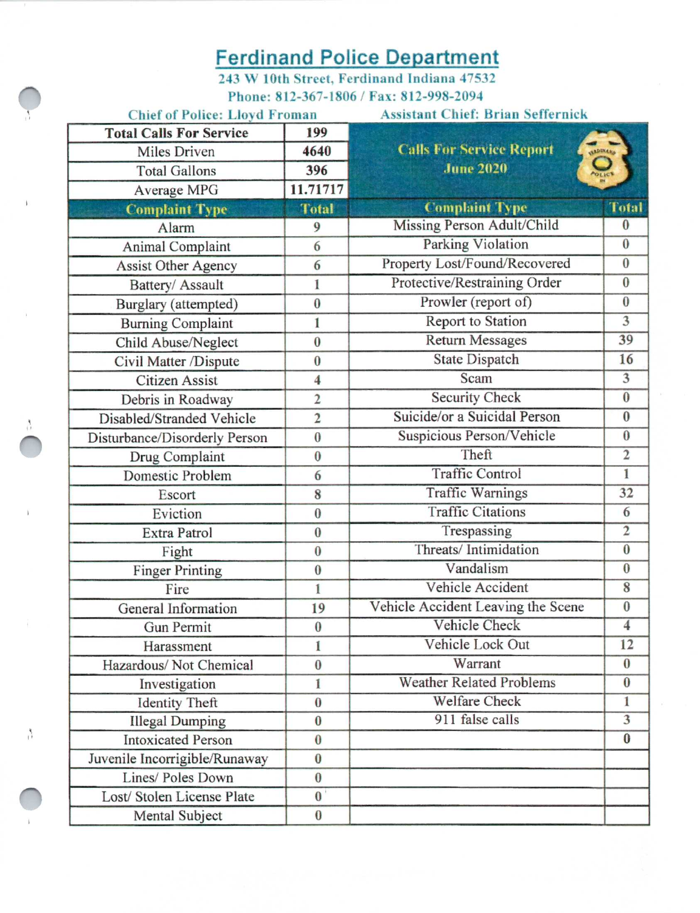# Ferdinand Police Department

243 W 10th Street, Ferdinand Indiana 47532

Phone: 812-367-1806 / Fax: 812-998-2094

Chief of Police: Lloyd Froman — Assistant Chief: Brian Seffernick

**Calls For Service Report**
**June 2020**

| Total Calls For Service | 199 |
|---|---|
| Miles Driven | 4640 |
| Total Gallons | 396 |
| Average MPG | 11.71717 |

| Complaint Type | Total | Complaint Type | Total |
|---|---|---|---|
| Alarm | 9 | Missing Person Adult/Child | 0 |
| Animal Complaint | 6 | Parking Violation | 0 |
| Assist Other Agency | 6 | Property Lost/Found/Recovered | 0 |
| Battery/ Assault | 1 | Protective/Restraining Order | 0 |
| Burglary (attempted) | 0 | Prowler (report of) | 0 |
| Burning Complaint | 1 | Report to Station | 3 |
| Child Abuse/Neglect | 0 | Return Messages | 39 |
| Civil Matter /Dispute | 0 | State Dispatch | 16 |
| Citizen Assist | 4 | Scam | 3 |
| Debris in Roadway | 2 | Security Check | 0 |
| Disabled/Stranded Vehicle | 2 | Suicide/or a Suicidal Person | 0 |
| Disturbance/Disorderly Person | 0 | Suspicious Person/Vehicle | 0 |
| Drug Complaint | 0 | Theft | 2 |
| Domestic Problem | 6 | Traffic Control | 1 |
| Escort | 8 | Traffic Warnings | 32 |
| Eviction | 0 | Traffic Citations | 6 |
| Extra Patrol | 0 | Trespassing | 2 |
| Fight | 0 | Threats/ Intimidation | 0 |
| Finger Printing | 0 | Vandalism | 0 |
| Fire | 1 | Vehicle Accident | 8 |
| General Information | 19 | Vehicle Accident Leaving the Scene | 0 |
| Gun Permit | 0 | Vehicle Check | 4 |
| Harassment | 1 | Vehicle Lock Out | 12 |
| Hazardous/ Not Chemical | 0 | Warrant | 0 |
| Investigation | 1 | Weather Related Problems | 0 |
| Identity Theft | 0 | Welfare Check | 1 |
| Illegal Dumping | 0 | 911 false calls | 3 |
| Intoxicated Person | 0 | | 0 |
| Juvenile Incorrigible/Runaway | 0 | | |
| Lines/ Poles Down | 0 | | |
| Lost/ Stolen License Plate | 0 | | |
| Mental Subject | 0 | | |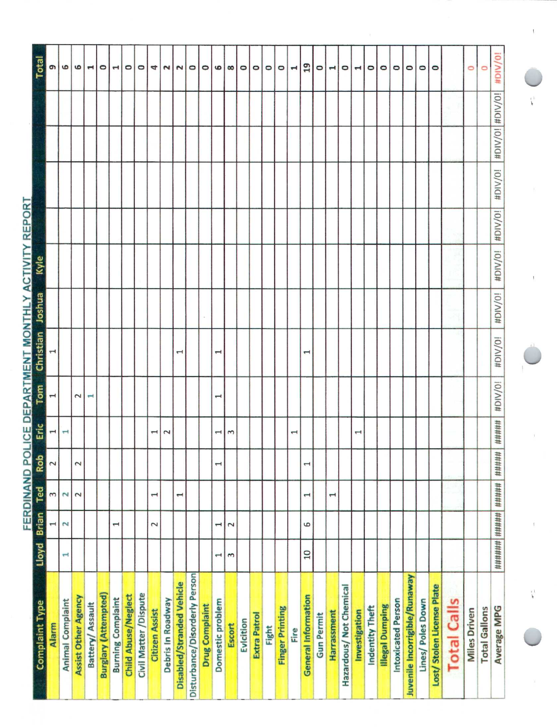# FERDINAND POLICE DEPARTMENT MONTHLY ACTIVITY REPORT

| Complaint Type | Lloyd | Brian | Ted | Rob | Eric | Tom | Christian | Joshua | Kyle | | | | | Total |
|---|---|---|---|---|---|---|---|---|---|---|---|---|---|---|
| Alarm | | 1 | 3 | 2 | 1 | 1 | 1 | | | | | | | 9 |
| Animal Complaint | 1 | 2 | 2 | | 1 | | | | | | | | | 6 |
| Assist Other Agency | | | 2 | 2 | | 2 | | | | | | | | 6 |
| Battery/ Assault | | | | | | 1 | | | | | | | | 1 |
| Burglary (Attempted) | | | | | | | | | | | | | | 0 |
| Burning Complaint | | 1 | | | | | | | | | | | | 1 |
| Child Abuse/Neglect | | | | | | | | | | | | | | 0 |
| Civil Matter /Dispute | | | | | | | | | | | | | | 0 |
| Citizen Assist | | 2 | 1 | | 1 | | | | | | | | | 4 |
| Debris In Roadway | | | | | 2 | | | | | | | | | 2 |
| Disabled/Stranded Vehicle | | | 1 | | | | 1 | | | | | | | 2 |
| Disturbance/Disorderly Person | | | | | | | | | | | | | | 0 |
| Drug Complaint | | | | | | | | | | | | | | 0 |
| Domestic problem | 1 | 1 | | 1 | 1 | 1 | 1 | | | | | | | 6 |
| Escort | 3 | 2 | | | 3 | | | | | | | | | 8 |
| Eviction | | | | | | | | | | | | | | 0 |
| Extra Patrol | | | | | | | | | | | | | | 0 |
| Fight | | | | | | | | | | | | | | 0 |
| Finger Printing | | | | | | | | | | | | | | 0 |
| Fire | | | | | 1 | | | | | | | | | 1 |
| General Information | 10 | 6 | 1 | 1 | | | 1 | | | | | | | 19 |
| Gun Permit | | | | | | | | | | | | | | 0 |
| Harrassment | | | 1 | | | | | | | | | | | 1 |
| Hazardous/ Not Chemical | | | | | | | | | | | | | | 0 |
| Investigation | | | | | 1 | | | | | | | | | 1 |
| Indentity Theft | | | | | | | | | | | | | | 0 |
| Illegal Dumping | | | | | | | | | | | | | | 0 |
| Intoxicated Person | | | | | | | | | | | | | | 0 |
| Juvenile Incorrigible/Runaway | | | | | | | | | | | | | | 0 |
| Lines/ Poles Down | | | | | | | | | | | | | | 0 |
| Lost/ Stolen License Plate | | | | | | | | | | | | | | 0 |
| **Total Calls** | | | | | | | | | | | | | | |
| Miles Driven | | | | | | | | | | | | | | 0 |
| Total Gallons | | | | | | | | | | | | | | 0 |
| Average MPG | ###### | ##### | ##### | ##### | ##### | #DIV/0! | #DIV/0! | #DIV/0! | #DIV/0! | #DIV/0! | #DIV/0! | #DIV/0! | #DIV/0! | #DIV/0! |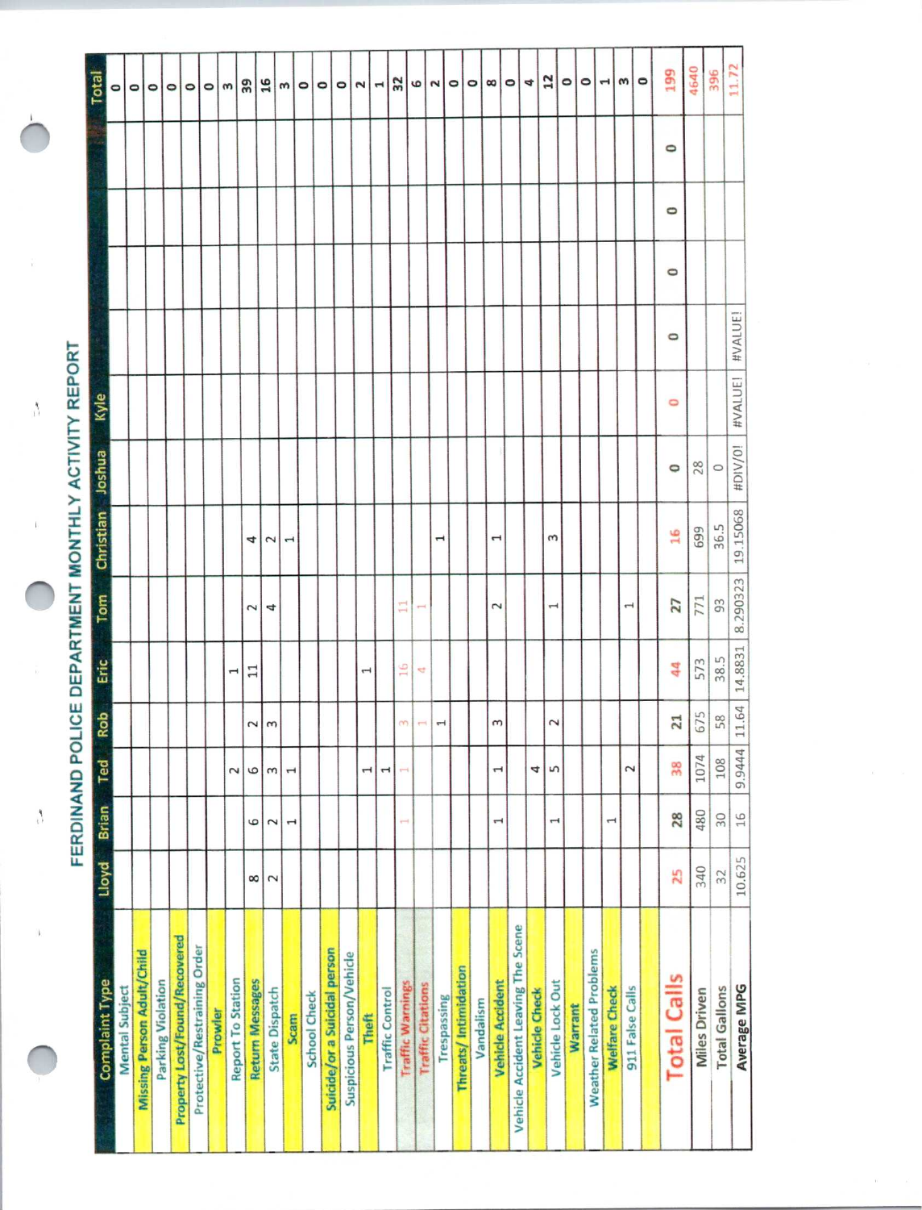# FERDINAND POLICE DEPARTMENT MONTHLY ACTIVITY REPORT

| Complaint Type | Lloyd | Brian | Ted | Rob | Eric | Tom | Christian | Joshua | Kyle | | | | | Total |
|---|---|---|---|---|---|---|---|---|---|---|---|---|---|---|
| Mental Subject | | | | | | | | | | | | | | 0 |
| Missing Person Adult/Child | | | | | | | | | | | | | | 0 |
| Parking Violation | | | | | | | | | | | | | | 0 |
| Property Lost/Found/Recovered | | | | | | | | | | | | | | 0 |
| Protective/Restraining Order | | | | | | | | | | | | | | 0 |
| Prowler | | | | | | | | | | | | | | 0 |
| Report To Station | | | 2 | | 1 | | | | | | | | | 3 |
| Return Messages | 8 | 6 | 6 | 2 | 11 | 2 | 4 | | | | | | | 39 |
| State Dispatch | 2 | 2 | 3 | 3 | | 4 | 2 | | | | | | | 16 |
| Scam | | 1 | 1 | | | | 1 | | | | | | | 3 |
| School Check | | | | | | | | | | | | | | 0 |
| Suicide/or a Suicidal person | | | | | | | | | | | | | | 0 |
| Suspicious Person/Vehicle | | | | | | | | | | | | | | 0 |
| Theft | | | 1 | | 1 | | | | | | | | | 2 |
| Traffic Control | | | 1 | | | | | | | | | | | 1 |
| Traffic Warnings | | 1 | 1 | 3 | 16 | 11 | | | | | | | | 32 |
| Traffic Citations | | | | 1 | 4 | 1 | | | | | | | | 6 |
| Trespassing | | | | 1 | | | 1 | | | | | | | 2 |
| Threats/ Intimidation | | | | | | | | | | | | | | 0 |
| Vandalism | | | | | | | | | | | | | | 0 |
| Vehicle Accident | | 1 | 1 | 3 | | 2 | 1 | | | | | | | 8 |
| Vehicle Accident Leaving The Scene | | | | | | | | | | | | | | 0 |
| Vehicle Check | | | 4 | | | | | | | | | | | 4 |
| Vehicle Lock Out | | 1 | 5 | 2 | | 1 | 3 | | | | | | | 12 |
| Warrant | | | | | | | | | | | | | | 0 |
| Weather Related Problems | | 1 | | | | | | | | | | | | 0 |
| Welfare Check | | | | | | | | | | | | | | 1 |
| 911 False Calls | | | 2 | | | 1 | | | | | | | | 3 |
| | | | | | | | | | | | | | | 0 |
| **Total Calls** | 25 | 28 | 38 | 21 | 44 | 27 | 16 | 0 | 0 | 0 | 0 | 0 | 0 | 199 |
| Miles Driven | 340 | 480 | 1074 | 675 | 573 | 771 | 699 | 28 | | | | | | 4640 |
| Total Gallons | 32 | 30 | 108 | 58 | 38.5 | 93 | 36.5 | 0 | | | | | | 396 |
| Average MPG | 10.625 | 16 | 9.9444 | 11.64 | 14.8831 | 8.290323 | 19.15068 | #DIV/0! | #VALUE! | #VALUE! | | | | 11.72 |